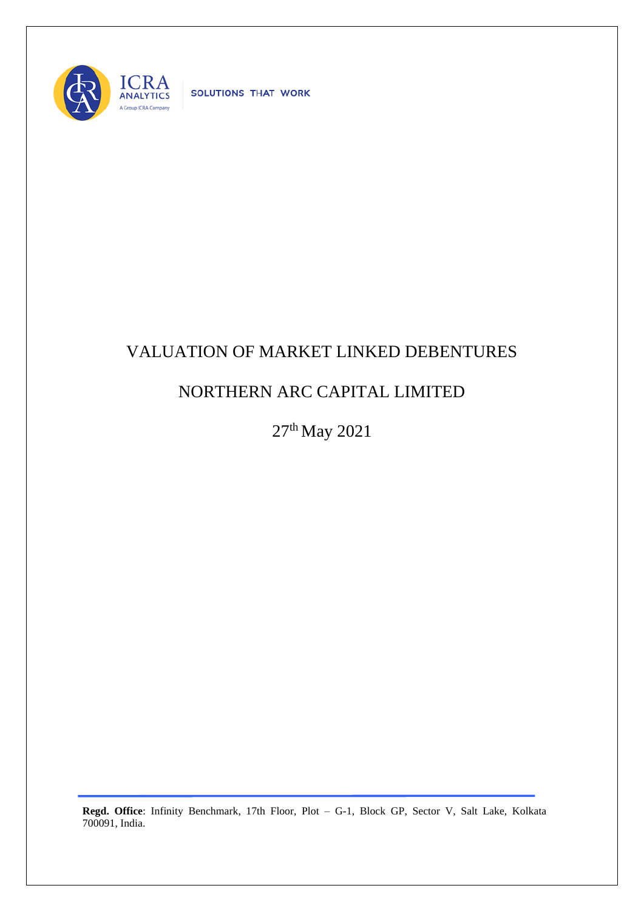ICRA ANALYTICS

A Group ICRA Company

SOLUTIONS THAT WORK

# VALUATION OF MARKET LINKED DEBENTURES

# NORTHERN ARC CAPITAL LIMITED

27th May 2021

**Regd. Office**: Infinity Benchmark, 17th Floor, Plot – G-1, Block GP, Sector V, Salt Lake, Kolkata 700091, India.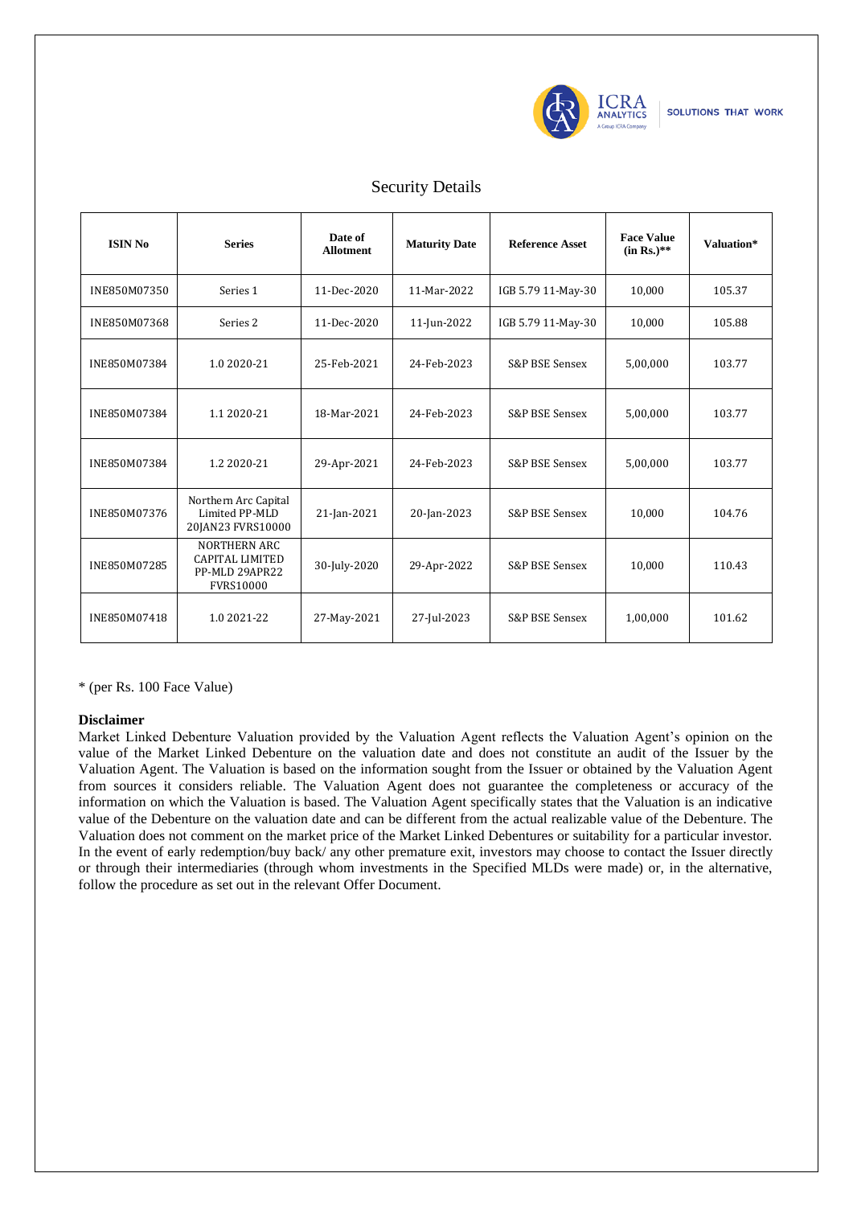# Security Details

| ISIN No | Series | Date of Allotment | Maturity Date | Reference Asset | Face Value (in Rs.)** | Valuation* |
|---|---|---|---|---|---|---|
| INE850M07350 | Series 1 | 11-Dec-2020 | 11-Mar-2022 | IGB 5.79 11-May-30 | 10,000 | 105.37 |
| INE850M07368 | Series 2 | 11-Dec-2020 | 11-Jun-2022 | IGB 5.79 11-May-30 | 10,000 | 105.88 |
| INE850M07384 | 1.0 2020-21 | 25-Feb-2021 | 24-Feb-2023 | S&P BSE Sensex | 5,00,000 | 103.77 |
| INE850M07384 | 1.1 2020-21 | 18-Mar-2021 | 24-Feb-2023 | S&P BSE Sensex | 5,00,000 | 103.77 |
| INE850M07384 | 1.2 2020-21 | 29-Apr-2021 | 24-Feb-2023 | S&P BSE Sensex | 5,00,000 | 103.77 |
| INE850M07376 | Northern Arc Capital Limited PP-MLD 20JAN23 FVRS10000 | 21-Jan-2021 | 20-Jan-2023 | S&P BSE Sensex | 10,000 | 104.76 |
| INE850M07285 | NORTHERN ARC CAPITAL LIMITED PP-MLD 29APR22 FVRS10000 | 30-July-2020 | 29-Apr-2022 | S&P BSE Sensex | 10,000 | 110.43 |
| INE850M07418 | 1.0 2021-22 | 27-May-2021 | 27-Jul-2023 | S&P BSE Sensex | 1,00,000 | 101.62 |

* (per Rs. 100 Face Value)

**Disclaimer**

Market Linked Debenture Valuation provided by the Valuation Agent reflects the Valuation Agent's opinion on the value of the Market Linked Debenture on the valuation date and does not constitute an audit of the Issuer by the Valuation Agent. The Valuation is based on the information sought from the Issuer or obtained by the Valuation Agent from sources it considers reliable. The Valuation Agent does not guarantee the completeness or accuracy of the information on which the Valuation is based. The Valuation Agent specifically states that the Valuation is an indicative value of the Debenture on the valuation date and can be different from the actual realizable value of the Debenture. The Valuation does not comment on the market price of the Market Linked Debentures or suitability for a particular investor. In the event of early redemption/buy back/ any other premature exit, investors may choose to contact the Issuer directly or through their intermediaries (through whom investments in the Specified MLDs were made) or, in the alternative, follow the procedure as set out in the relevant Offer Document.